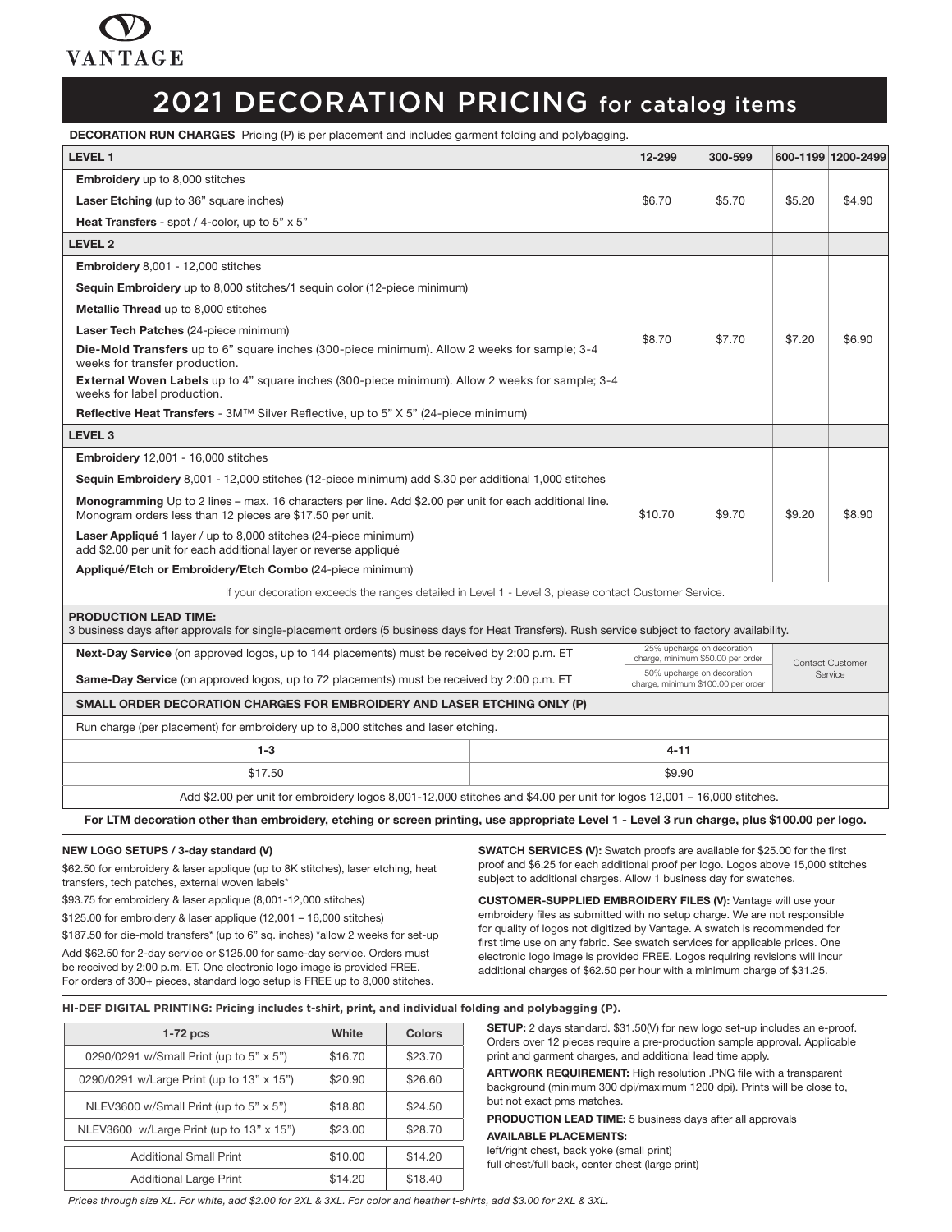VANTAGE

# 2021 DECORATION PRICING for catalog items

**DECORATION RUN CHARGES** Pricing (P) is per placement and includes garment folding and polybagging.

| LEVEL 1 | 12-299 | 300-599 | 600-1199 | 1200-2499 |
|---|---|---|---|---|
| **Embroidery** up to 8,000 stitches<br>**Laser Etching** (up to 36" square inches)<br>**Heat Transfers** - spot / 4-color, up to 5" x 5" | $6.70 | $5.70 | $5.20 | $4.90 |
| **LEVEL 2** | | | | |
| **Embroidery** 8,001 - 12,000 stitches<br>**Sequin Embroidery** up to 8,000 stitches/1 sequin color (12-piece minimum)<br>**Metallic Thread** up to 8,000 stitches<br>**Laser Tech Patches** (24-piece minimum)<br>**Die-Mold Transfers** up to 6" square inches (300-piece minimum). Allow 2 weeks for sample; 3-4 weeks for transfer production.<br>**External Woven Labels** up to 4" square inches (300-piece minimum). Allow 2 weeks for sample; 3-4 weeks for label production.<br>**Reflective Heat Transfers** - 3M™ Silver Reflective, up to 5" X 5" (24-piece minimum) | $8.70 | $7.70 | $7.20 | $6.90 |
| **LEVEL 3** | | | | |
| **Embroidery** 12,001 - 16,000 stitches<br>**Sequin Embroidery** 8,001 - 12,000 stitches (12-piece minimum) add $.30 per additional 1,000 stitches<br>**Monogramming** Up to 2 lines – max. 16 characters per line. Add $2.00 per unit for each additional line. Monogram orders less than 12 pieces are $17.50 per unit.<br>**Laser Appliqué** 1 layer / up to 8,000 stitches (24-piece minimum) add $2.00 per unit for each additional layer or reverse appliqué<br>**Appliqué/Etch or Embroidery/Etch Combo** (24-piece minimum) | $10.70 | $9.70 | $9.20 | $8.90 |

If your decoration exceeds the ranges detailed in Level 1 - Level 3, please contact Customer Service.

**PRODUCTION LEAD TIME:**
3 business days after approvals for single-placement orders (5 business days for Heat Transfers). Rush service subject to factory availability.

| Service | Charge | |
|---|---|---|
| **Next-Day Service** (on approved logos, up to 144 placements) must be received by 2:00 p.m. ET | 25% upcharge on decoration charge, minimum $50.00 per order | Contact Customer Service |
| **Same-Day Service** (on approved logos, up to 72 placements) must be received by 2:00 p.m. ET | 50% upcharge on decoration charge, minimum $100.00 per order | |

**SMALL ORDER DECORATION CHARGES FOR EMBROIDERY AND LASER ETCHING ONLY (P)**

Run charge (per placement) for embroidery up to 8,000 stitches and laser etching.

| 1-3 | 4-11 |
|---|---|
| $17.50 | $9.90 |

Add $2.00 per unit for embroidery logos 8,001-12,000 stitches and $4.00 per unit for logos 12,001 – 16,000 stitches.

**For LTM decoration other than embroidery, etching or screen printing, use appropriate Level 1 - Level 3 run charge, plus $100.00 per logo.**

**NEW LOGO SETUPS / 3-day standard (V)**

$62.50 for embroidery & laser applique (up to 8K stitches), laser etching, heat transfers, tech patches, external woven labels*

$93.75 for embroidery & laser applique (8,001-12,000 stitches)

$125.00 for embroidery & laser applique (12,001 – 16,000 stitches)

$187.50 for die-mold transfers* (up to 6" sq. inches) *allow 2 weeks for set-up

Add $62.50 for 2-day service or $125.00 for same-day service. Orders must be received by 2:00 p.m. ET. One electronic logo image is provided FREE. For orders of 300+ pieces, standard logo setup is FREE up to 8,000 stitches.

**SWATCH SERVICES (V):** Swatch proofs are available for $25.00 for the first proof and $6.25 for each additional proof per logo. Logos above 15,000 stitches subject to additional charges. Allow 1 business day for swatches.

**CUSTOMER-SUPPLIED EMBROIDERY FILES (V):** Vantage will use your embroidery files as submitted with no setup charge. We are not responsible for quality of logos not digitized by Vantage. A swatch is recommended for first time use on any fabric. See swatch services for applicable prices. One electronic logo image is provided FREE. Logos requiring revisions will incur additional charges of $62.50 per hour with a minimum charge of $31.25.

**HI-DEF DIGITAL PRINTING: Pricing includes t-shirt, print, and individual folding and polybagging (P).**

| 1-72 pcs | White | Colors |
|---|---|---|
| 0290/0291 w/Small Print (up to 5" x 5") | $16.70 | $23.70 |
| 0290/0291 w/Large Print (up to 13" x 15") | $20.90 | $26.60 |
| NLEV3600 w/Small Print (up to 5" x 5") | $18.80 | $24.50 |
| NLEV3600 w/Large Print (up to 13" x 15") | $23.00 | $28.70 |
| Additional Small Print | $10.00 | $14.20 |
| Additional Large Print | $14.20 | $18.40 |

**SETUP:** 2 days standard. $31.50(V) for new logo set-up includes an e-proof. Orders over 12 pieces require a pre-production sample approval. Applicable print and garment charges, and additional lead time apply.

**ARTWORK REQUIREMENT:** High resolution .PNG file with a transparent background (minimum 300 dpi/maximum 1200 dpi). Prints will be close to, but not exact pms matches.

**PRODUCTION LEAD TIME:** 5 business days after all approvals

**AVAILABLE PLACEMENTS:**
left/right chest, back yoke (small print)
full chest/full back, center chest (large print)

*Prices through size XL. For white, add $2.00 for 2XL & 3XL. For color and heather t-shirts, add $3.00 for 2XL & 3XL.*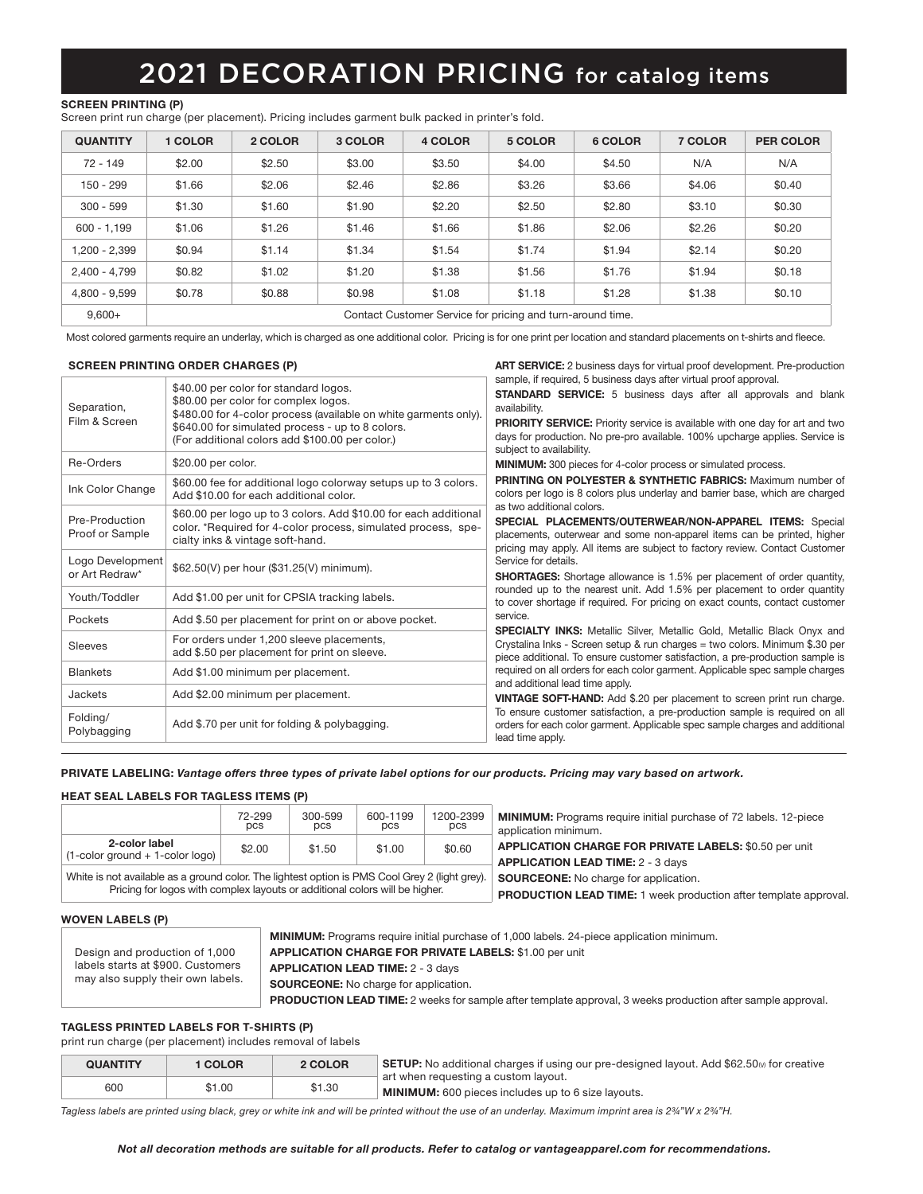# 2021 DECORATION PRICING for catalog items

### SCREEN PRINTING (P)

Screen print run charge (per placement). Pricing includes garment bulk packed in printer's fold.

| QUANTITY | 1 COLOR | 2 COLOR | 3 COLOR | 4 COLOR | 5 COLOR | 6 COLOR | 7 COLOR | PER COLOR |
|---|---|---|---|---|---|---|---|---|
| 72 - 149 | $2.00 | $2.50 | $3.00 | $3.50 | $4.00 | $4.50 | N/A | N/A |
| 150 - 299 | $1.66 | $2.06 | $2.46 | $2.86 | $3.26 | $3.66 | $4.06 | $0.40 |
| 300 - 599 | $1.30 | $1.60 | $1.90 | $2.20 | $2.50 | $2.80 | $3.10 | $0.30 |
| 600 - 1,199 | $1.06 | $1.26 | $1.46 | $1.66 | $1.86 | $2.06 | $2.26 | $0.20 |
| 1,200 - 2,399 | $0.94 | $1.14 | $1.34 | $1.54 | $1.74 | $1.94 | $2.14 | $0.20 |
| 2,400 - 4,799 | $0.82 | $1.02 | $1.20 | $1.38 | $1.56 | $1.76 | $1.94 | $0.18 |
| 4,800 - 9,599 | $0.78 | $0.88 | $0.98 | $1.08 | $1.18 | $1.28 | $1.38 | $0.10 |
| 9,600+ | Contact Customer Service for pricing and turn-around time. | | | | | | | |

Most colored garments require an underlay, which is charged as one additional color. Pricing is for one print per location and standard placements on t-shirts and fleece.

### SCREEN PRINTING ORDER CHARGES (P)

| | |
|---|---|
| Separation, Film & Screen | $40.00 per color for standard logos.<br>$80.00 per color for complex logos.<br>$480.00 for 4-color process (available on white garments only).<br>$640.00 for simulated process - up to 8 colors.<br>(For additional colors add $100.00 per color.) |
| Re-Orders | $20.00 per color. |
| Ink Color Change | $60.00 fee for additional logo colorway setups up to 3 colors. Add $10.00 for each additional color. |
| Pre-Production Proof or Sample | $60.00 per logo up to 3 colors. Add $10.00 for each additional color. *Required for 4-color process, simulated process, specialty inks & vintage soft-hand. |
| Logo Development or Art Redraw* | $62.50(V) per hour ($31.25(V) minimum). |
| Youth/Toddler | Add $1.00 per unit for CPSIA tracking labels. |
| Pockets | Add $.50 per placement for print on or above pocket. |
| Sleeves | For orders under 1,200 sleeve placements, add $.50 per placement for print on sleeve. |
| Blankets | Add $1.00 minimum per placement. |
| Jackets | Add $2.00 minimum per placement. |
| Folding/ Polybagging | Add $.70 per unit for folding & polybagging. |

**ART SERVICE:** 2 business days for virtual proof development. Pre-production sample, if required, 5 business days after virtual proof approval.

**STANDARD SERVICE:** 5 business days after all approvals and blank availability.

**PRIORITY SERVICE:** Priority service is available with one day for art and two days for production. No pre-pro available. 100% upcharge applies. Service is subject to availability.

**MINIMUM:** 300 pieces for 4-color process or simulated process.

**PRINTING ON POLYESTER & SYNTHETIC FABRICS:** Maximum number of colors per logo is 8 colors plus underlay and barrier base, which are charged as two additional colors.

**SPECIAL PLACEMENTS/OUTERWEAR/NON-APPAREL ITEMS:** Special placements, outerwear and some non-apparel items can be printed, higher pricing may apply. All items are subject to factory review. Contact Customer Service for details.

**SHORTAGES:** Shortage allowance is 1.5% per placement of order quantity, rounded up to the nearest unit. Add 1.5% per placement to order quantity to cover shortage if required. For pricing on exact counts, contact customer service.

**SPECIALTY INKS:** Metallic Silver, Metallic Gold, Metallic Black Onyx and Crystalina Inks - Screen setup & run charges = two colors. Minimum $.30 per piece additional. To ensure customer satisfaction, a pre-production sample is required on all orders for each color garment. Applicable spec sample charges and additional lead time apply.

**VINTAGE SOFT-HAND:** Add $.20 per placement to screen print run charge. To ensure customer satisfaction, a pre-production sample is required on all orders for each color garment. Applicable spec sample charges and additional lead time apply.

**PRIVATE LABELING:** *Vantage offers three types of private label options for our products. Pricing may vary based on artwork.*

### HEAT SEAL LABELS FOR TAGLESS ITEMS (P)

| | 72-299 pcs | 300-599 pcs | 600-1199 pcs | 1200-2399 pcs |
|---|---|---|---|---|
| 2-color label (1-color ground + 1-color logo) | $2.00 | $1.50 | $1.00 | $0.60 |
| White is not available as a ground color. The lightest option is PMS Cool Grey 2 (light grey). Pricing for logos with complex layouts or additional colors will be higher. | | | | |

**MINIMUM:** Programs require initial purchase of 72 labels. 12-piece application minimum.

**APPLICATION CHARGE FOR PRIVATE LABELS:** $0.50 per unit

**APPLICATION LEAD TIME:** 2 - 3 days

**SOURCEONE:** No charge for application.

**PRODUCTION LEAD TIME:** 1 week production after template approval.

### WOVEN LABELS (P)

Design and production of 1,000 labels starts at $900. Customers may also supply their own labels.

**MINIMUM:** Programs require initial purchase of 1,000 labels. 24-piece application minimum.

**APPLICATION CHARGE FOR PRIVATE LABELS:** $1.00 per unit

**APPLICATION LEAD TIME:** 2 - 3 days

**SOURCEONE:** No charge for application.

**PRODUCTION LEAD TIME:** 2 weeks for sample after template approval, 3 weeks production after sample approval.

### TAGLESS PRINTED LABELS FOR T-SHIRTS (P)

print run charge (per placement) includes removal of labels

| QUANTITY | 1 COLOR | 2 COLOR |
|---|---|---|
| 600 | $1.00 | $1.30 |

**SETUP:** No additional charges if using our pre-designed layout. Add $62.50(V) for creative art when requesting a custom layout.

**MINIMUM:** 600 pieces includes up to 6 size layouts.

*Tagless labels are printed using black, grey or white ink and will be printed without the use of an underlay. Maximum imprint area is 2¾"W x 2¾"H.*

***Not all decoration methods are suitable for all products. Refer to catalog or vantageapparel.com for recommendations.***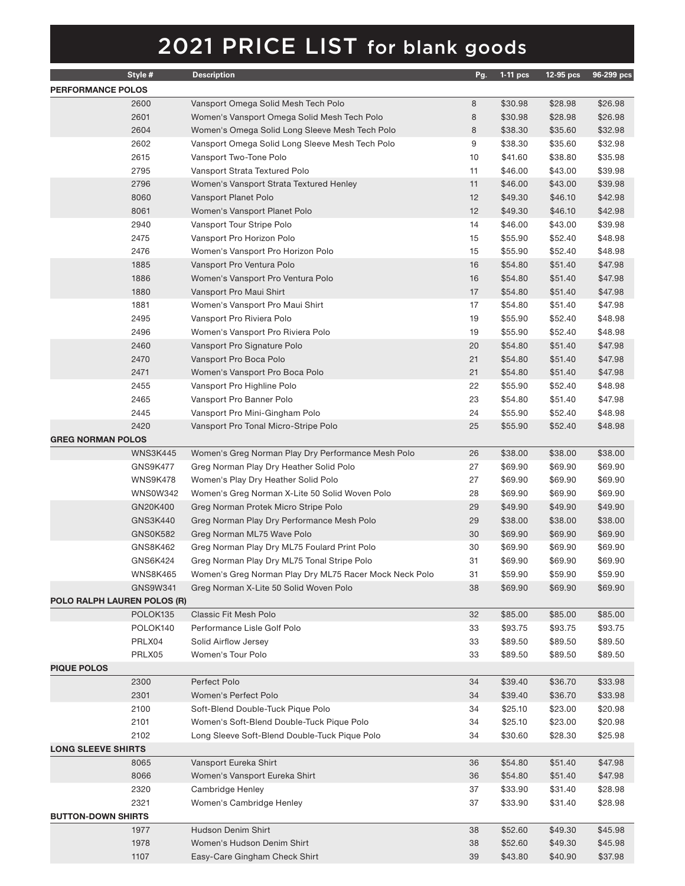# 2021 PRICE LIST for blank goods

| Style # | Description | Pg. | 1-11 pcs | 12-95 pcs | 96-299 pcs |
|---|---|---|---|---|---|
| **PERFORMANCE POLOS** | | | | | |
| 2600 | Vansport Omega Solid Mesh Tech Polo | 8 | $30.98 | $28.98 | $26.98 |
| 2601 | Women's Vansport Omega Solid Mesh Tech Polo | 8 | $30.98 | $28.98 | $26.98 |
| 2604 | Women's Omega Solid Long Sleeve Mesh Tech Polo | 8 | $38.30 | $35.60 | $32.98 |
| 2602 | Vansport Omega Solid Long Sleeve Mesh Tech Polo | 9 | $38.30 | $35.60 | $32.98 |
| 2615 | Vansport Two-Tone Polo | 10 | $41.60 | $38.80 | $35.98 |
| 2795 | Vansport Strata Textured Polo | 11 | $46.00 | $43.00 | $39.98 |
| 2796 | Women's Vansport Strata Textured Henley | 11 | $46.00 | $43.00 | $39.98 |
| 8060 | Vansport Planet Polo | 12 | $49.30 | $46.10 | $42.98 |
| 8061 | Women's Vansport Planet Polo | 12 | $49.30 | $46.10 | $42.98 |
| 2940 | Vansport Tour Stripe Polo | 14 | $46.00 | $43.00 | $39.98 |
| 2475 | Vansport Pro Horizon Polo | 15 | $55.90 | $52.40 | $48.98 |
| 2476 | Women's Vansport Pro Horizon Polo | 15 | $55.90 | $52.40 | $48.98 |
| 1885 | Vansport Pro Ventura Polo | 16 | $54.80 | $51.40 | $47.98 |
| 1886 | Women's Vansport Pro Ventura Polo | 16 | $54.80 | $51.40 | $47.98 |
| 1880 | Vansport Pro Maui Shirt | 17 | $54.80 | $51.40 | $47.98 |
| 1881 | Women's Vansport Pro Maui Shirt | 17 | $54.80 | $51.40 | $47.98 |
| 2495 | Vansport Pro Riviera Polo | 19 | $55.90 | $52.40 | $48.98 |
| 2496 | Women's Vansport Pro Riviera Polo | 19 | $55.90 | $52.40 | $48.98 |
| 2460 | Vansport Pro Signature Polo | 20 | $54.80 | $51.40 | $47.98 |
| 2470 | Vansport Pro Boca Polo | 21 | $54.80 | $51.40 | $47.98 |
| 2471 | Women's Vansport Pro Boca Polo | 21 | $54.80 | $51.40 | $47.98 |
| 2455 | Vansport Pro Highline Polo | 22 | $55.90 | $52.40 | $48.98 |
| 2465 | Vansport Pro Banner Polo | 23 | $54.80 | $51.40 | $47.98 |
| 2445 | Vansport Pro Mini-Gingham Polo | 24 | $55.90 | $52.40 | $48.98 |
| 2420 | Vansport Pro Tonal Micro-Stripe Polo | 25 | $55.90 | $52.40 | $48.98 |
| **GREG NORMAN POLOS** | | | | | |
| WNS3K445 | Women's Greg Norman Play Dry Performance Mesh Polo | 26 | $38.00 | $38.00 | $38.00 |
| GNS9K477 | Greg Norman Play Dry Heather Solid Polo | 27 | $69.90 | $69.90 | $69.90 |
| WNS9K478 | Women's Play Dry Heather Solid Polo | 27 | $69.90 | $69.90 | $69.90 |
| WNS0W342 | Women's Greg Norman X-Lite 50 Solid Woven Polo | 28 | $69.90 | $69.90 | $69.90 |
| GN20K400 | Greg Norman Protek Micro Stripe Polo | 29 | $49.90 | $49.90 | $49.90 |
| GNS3K440 | Greg Norman Play Dry Performance Mesh Polo | 29 | $38.00 | $38.00 | $38.00 |
| GNS0K582 | Greg Norman ML75 Wave Polo | 30 | $69.90 | $69.90 | $69.90 |
| GNS8K462 | Greg Norman Play Dry ML75 Foulard Print Polo | 30 | $69.90 | $69.90 | $69.90 |
| GNS6K424 | Greg Norman Play Dry ML75 Tonal Stripe Polo | 31 | $69.90 | $69.90 | $69.90 |
| WNS8K465 | Women's Greg Norman Play Dry ML75 Racer Mock Neck Polo | 31 | $59.90 | $59.90 | $59.90 |
| GNS9W341 | Greg Norman X-Lite 50 Solid Woven Polo | 38 | $69.90 | $69.90 | $69.90 |
| **POLO RALPH LAUREN POLOS (R)** | | | | | |
| POLOK135 | Classic Fit Mesh Polo | 32 | $85.00 | $85.00 | $85.00 |
| POLOK140 | Performance Lisle Golf Polo | 33 | $93.75 | $93.75 | $93.75 |
| PRLX04 | Solid Airflow Jersey | 33 | $89.50 | $89.50 | $89.50 |
| PRLX05 | Women's Tour Polo | 33 | $89.50 | $89.50 | $89.50 |
| **PIQUE POLOS** | | | | | |
| 2300 | Perfect Polo | 34 | $39.40 | $36.70 | $33.98 |
| 2301 | Women's Perfect Polo | 34 | $39.40 | $36.70 | $33.98 |
| 2100 | Soft-Blend Double-Tuck Pique Polo | 34 | $25.10 | $23.00 | $20.98 |
| 2101 | Women's Soft-Blend Double-Tuck Pique Polo | 34 | $25.10 | $23.00 | $20.98 |
| 2102 | Long Sleeve Soft-Blend Double-Tuck Pique Polo | 34 | $30.60 | $28.30 | $25.98 |
| **LONG SLEEVE SHIRTS** | | | | | |
| 8065 | Vansport Eureka Shirt | 36 | $54.80 | $51.40 | $47.98 |
| 8066 | Women's Vansport Eureka Shirt | 36 | $54.80 | $51.40 | $47.98 |
| 2320 | Cambridge Henley | 37 | $33.90 | $31.40 | $28.98 |
| 2321 | Women's Cambridge Henley | 37 | $33.90 | $31.40 | $28.98 |
| **BUTTON-DOWN SHIRTS** | | | | | |
| 1977 | Hudson Denim Shirt | 38 | $52.60 | $49.30 | $45.98 |
| 1978 | Women's Hudson Denim Shirt | 38 | $52.60 | $49.30 | $45.98 |
| 1107 | Easy-Care Gingham Check Shirt | 39 | $43.80 | $40.90 | $37.98 |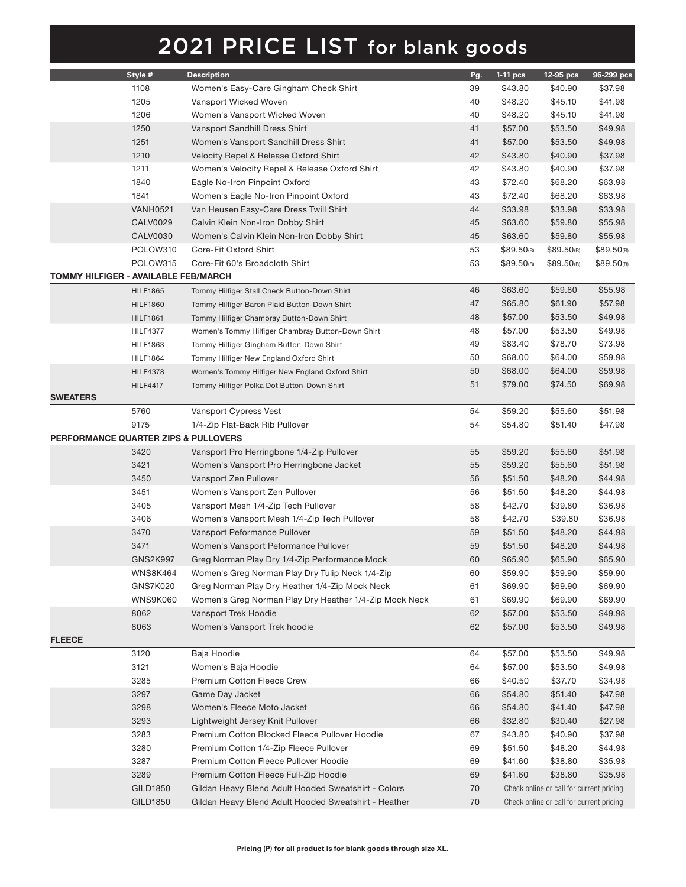# 2021 PRICE LIST for blank goods

| | Style # | Description | Pg. | 1-11 pcs | 12-95 pcs | 96-299 pcs |
|---|---|---|---|---|---|---|
| | 1108 | Women's Easy-Care Gingham Check Shirt | 39 | $43.80 | $40.90 | $37.98 |
| | 1205 | Vansport Wicked Woven | 40 | $48.20 | $45.10 | $41.98 |
| | 1206 | Women's Vansport Wicked Woven | 40 | $48.20 | $45.10 | $41.98 |
| | 1250 | Vansport Sandhill Dress Shirt | 41 | $57.00 | $53.50 | $49.98 |
| | 1251 | Women's Vansport Sandhill Dress Shirt | 41 | $57.00 | $53.50 | $49.98 |
| | 1210 | Velocity Repel & Release Oxford Shirt | 42 | $43.80 | $40.90 | $37.98 |
| | 1211 | Women's Velocity Repel & Release Oxford Shirt | 42 | $43.80 | $40.90 | $37.98 |
| | 1840 | Eagle No-Iron Pinpoint Oxford | 43 | $72.40 | $68.20 | $63.98 |
| | 1841 | Women's Eagle No-Iron Pinpoint Oxford | 43 | $72.40 | $68.20 | $63.98 |
| | VANH0521 | Van Heusen Easy-Care Dress Twill Shirt | 44 | $33.98 | $33.98 | $33.98 |
| | CALV0029 | Calvin Klein Non-Iron Dobby Shirt | 45 | $63.60 | $59.80 | $55.98 |
| | CALV0030 | Women's Calvin Klein Non-Iron Dobby Shirt | 45 | $63.60 | $59.80 | $55.98 |
| | POLOW310 | Core-Fit Oxford Shirt | 53 | $89.50(R) | $89.50(R) | $89.50(R) |
| | POLOW315 | Core-Fit 60's Broadcloth Shirt | 53 | $89.50(R) | $89.50(R) | $89.50(R) |
| **TOMMY HILFIGER - AVAILABLE FEB/MARCH** | | | | | | |
| | HILF1865 | Tommy Hilfiger Stall Check Button-Down Shirt | 46 | $63.60 | $59.80 | $55.98 |
| | HILF1860 | Tommy Hilfiger Baron Plaid Button-Down Shirt | 47 | $65.80 | $61.90 | $57.98 |
| | HILF1861 | Tommy Hilfiger Chambray Button-Down Shirt | 48 | $57.00 | $53.50 | $49.98 |
| | HILF4377 | Women's Tommy Hilfiger Chambray Button-Down Shirt | 48 | $57.00 | $53.50 | $49.98 |
| | HILF1863 | Tommy Hilfiger Gingham Button-Down Shirt | 49 | $83.40 | $78.70 | $73.98 |
| | HILF1864 | Tommy Hilfiger New England Oxford Shirt | 50 | $68.00 | $64.00 | $59.98 |
| | HILF4378 | Women's Tommy Hilfiger New England Oxford Shirt | 50 | $68.00 | $64.00 | $59.98 |
| | HILF4417 | Tommy Hilfiger Polka Dot Button-Down Shirt | 51 | $79.00 | $74.50 | $69.98 |
| **SWEATERS** | | | | | | |
| | 5760 | Vansport Cypress Vest | 54 | $59.20 | $55.60 | $51.98 |
| | 9175 | 1/4-Zip Flat-Back Rib Pullover | 54 | $54.80 | $51.40 | $47.98 |
| **PERFORMANCE QUARTER ZIPS & PULLOVERS** | | | | | | |
| | 3420 | Vansport Pro Herringbone 1/4-Zip Pullover | 55 | $59.20 | $55.60 | $51.98 |
| | 3421 | Women's Vansport Pro Herringbone Jacket | 55 | $59.20 | $55.60 | $51.98 |
| | 3450 | Vansport Zen Pullover | 56 | $51.50 | $48.20 | $44.98 |
| | 3451 | Women's Vansport Zen Pullover | 56 | $51.50 | $48.20 | $44.98 |
| | 3405 | Vansport Mesh 1/4-Zip Tech Pullover | 58 | $42.70 | $39.80 | $36.98 |
| | 3406 | Women's Vansport Mesh 1/4-Zip Tech Pullover | 58 | $42.70 | $39.80 | $36.98 |
| | 3470 | Vansport Peformance Pullover | 59 | $51.50 | $48.20 | $44.98 |
| | 3471 | Women's Vansport Peformance Pullover | 59 | $51.50 | $48.20 | $44.98 |
| | GNS2K997 | Greg Norman Play Dry 1/4-Zip Performance Mock | 60 | $65.90 | $65.90 | $65.90 |
| | WNS8K464 | Women's Greg Norman Play Dry Tulip Neck 1/4-Zip | 60 | $59.90 | $59.90 | $59.90 |
| | GNS7K020 | Greg Norman Play Dry Heather 1/4-Zip Mock Neck | 61 | $69.90 | $69.90 | $69.90 |
| | WNS9K060 | Women's Greg Norman Play Dry Heather 1/4-Zip Mock Neck | 61 | $69.90 | $69.90 | $69.90 |
| | 8062 | Vansport Trek Hoodie | 62 | $57.00 | $53.50 | $49.98 |
| | 8063 | Women's Vansport Trek hoodie | 62 | $57.00 | $53.50 | $49.98 |
| **FLEECE** | | | | | | |
| | 3120 | Baja Hoodie | 64 | $57.00 | $53.50 | $49.98 |
| | 3121 | Women's Baja Hoodie | 64 | $57.00 | $53.50 | $49.98 |
| | 3285 | Premium Cotton Fleece Crew | 66 | $40.50 | $37.70 | $34.98 |
| | 3297 | Game Day Jacket | 66 | $54.80 | $51.40 | $47.98 |
| | 3298 | Women's Fleece Moto Jacket | 66 | $54.80 | $41.40 | $47.98 |
| | 3293 | Lightweight Jersey Knit Pullover | 66 | $32.80 | $30.40 | $27.98 |
| | 3283 | Premium Cotton Blocked Fleece Pullover Hoodie | 67 | $43.80 | $40.90 | $37.98 |
| | 3280 | Premium Cotton 1/4-Zip Fleece Pullover | 69 | $51.50 | $48.20 | $44.98 |
| | 3287 | Premium Cotton Fleece Pullover Hoodie | 69 | $41.60 | $38.80 | $35.98 |
| | 3289 | Premium Cotton Fleece Full-Zip Hoodie | 69 | $41.60 | $38.80 | $35.98 |
| | GILD1850 | Gildan Heavy Blend Adult Hooded Sweatshirt - Colors | 70 | Check online or call for current pricing | | |
| | GILD1850 | Gildan Heavy Blend Adult Hooded Sweatshirt - Heather | 70 | Check online or call for current pricing | | |

**Pricing (P) for all product is for blank goods through size XL.**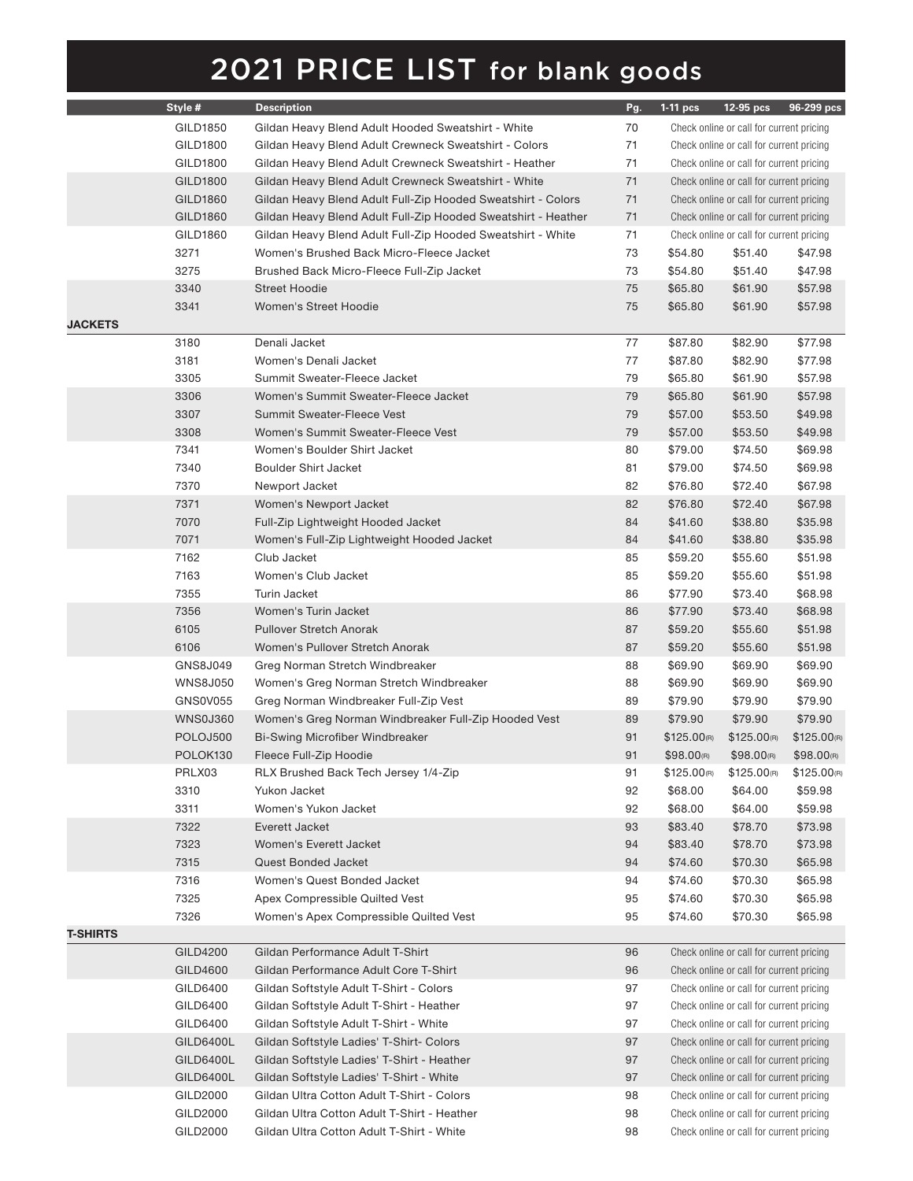# 2021 PRICE LIST for blank goods

| | Style # | Description | Pg. | 1-11 pcs | 12-95 pcs | 96-299 pcs |
|---|---|---|---|---|---|---|
| | GILD1850 | Gildan Heavy Blend Adult Hooded Sweatshirt - White | 70 | Check online or call for current pricing | | |
| | GILD1800 | Gildan Heavy Blend Adult Crewneck Sweatshirt - Colors | 71 | Check online or call for current pricing | | |
| | GILD1800 | Gildan Heavy Blend Adult Crewneck Sweatshirt - Heather | 71 | Check online or call for current pricing | | |
| | GILD1800 | Gildan Heavy Blend Adult Crewneck Sweatshirt - White | 71 | Check online or call for current pricing | | |
| | GILD1860 | Gildan Heavy Blend Adult Full-Zip Hooded Sweatshirt - Colors | 71 | Check online or call for current pricing | | |
| | GILD1860 | Gildan Heavy Blend Adult Full-Zip Hooded Sweatshirt - Heather | 71 | Check online or call for current pricing | | |
| | GILD1860 | Gildan Heavy Blend Adult Full-Zip Hooded Sweatshirt - White | 71 | Check online or call for current pricing | | |
| | 3271 | Women's Brushed Back Micro-Fleece Jacket | 73 | $54.80 | $51.40 | $47.98 |
| | 3275 | Brushed Back Micro-Fleece Full-Zip Jacket | 73 | $54.80 | $51.40 | $47.98 |
| | 3340 | Street Hoodie | 75 | $65.80 | $61.90 | $57.98 |
| | 3341 | Women's Street Hoodie | 75 | $65.80 | $61.90 | $57.98 |
| **JACKETS** | | | | | | |
| | 3180 | Denali Jacket | 77 | $87.80 | $82.90 | $77.98 |
| | 3181 | Women's Denali Jacket | 77 | $87.80 | $82.90 | $77.98 |
| | 3305 | Summit Sweater-Fleece Jacket | 79 | $65.80 | $61.90 | $57.98 |
| | 3306 | Women's Summit Sweater-Fleece Jacket | 79 | $65.80 | $61.90 | $57.98 |
| | 3307 | Summit Sweater-Fleece Vest | 79 | $57.00 | $53.50 | $49.98 |
| | 3308 | Women's Summit Sweater-Fleece Vest | 79 | $57.00 | $53.50 | $49.98 |
| | 7341 | Women's Boulder Shirt Jacket | 80 | $79.00 | $74.50 | $69.98 |
| | 7340 | Boulder Shirt Jacket | 81 | $79.00 | $74.50 | $69.98 |
| | 7370 | Newport Jacket | 82 | $76.80 | $72.40 | $67.98 |
| | 7371 | Women's Newport Jacket | 82 | $76.80 | $72.40 | $67.98 |
| | 7070 | Full-Zip Lightweight Hooded Jacket | 84 | $41.60 | $38.80 | $35.98 |
| | 7071 | Women's Full-Zip Lightweight Hooded Jacket | 84 | $41.60 | $38.80 | $35.98 |
| | 7162 | Club Jacket | 85 | $59.20 | $55.60 | $51.98 |
| | 7163 | Women's Club Jacket | 85 | $59.20 | $55.60 | $51.98 |
| | 7355 | Turin Jacket | 86 | $77.90 | $73.40 | $68.98 |
| | 7356 | Women's Turin Jacket | 86 | $77.90 | $73.40 | $68.98 |
| | 6105 | Pullover Stretch Anorak | 87 | $59.20 | $55.60 | $51.98 |
| | 6106 | Women's Pullover Stretch Anorak | 87 | $59.20 | $55.60 | $51.98 |
| | GNS8J049 | Greg Norman Stretch Windbreaker | 88 | $69.90 | $69.90 | $69.90 |
| | WNS8J050 | Women's Greg Norman Stretch Windbreaker | 88 | $69.90 | $69.90 | $69.90 |
| | GNS0V055 | Greg Norman Windbreaker Full-Zip Vest | 89 | $79.90 | $79.90 | $79.90 |
| | WNS0J360 | Women's Greg Norman Windbreaker Full-Zip Hooded Vest | 89 | $79.90 | $79.90 | $79.90 |
| | POLOJ500 | Bi-Swing Microfiber Windbreaker | 91 | $125.00(R) | $125.00(R) | $125.00(R) |
| | POLOK130 | Fleece Full-Zip Hoodie | 91 | $98.00(R) | $98.00(R) | $98.00(R) |
| | PRLX03 | RLX Brushed Back Tech Jersey 1/4-Zip | 91 | $125.00(R) | $125.00(R) | $125.00(R) |
| | 3310 | Yukon Jacket | 92 | $68.00 | $64.00 | $59.98 |
| | 3311 | Women's Yukon Jacket | 92 | $68.00 | $64.00 | $59.98 |
| | 7322 | Everett Jacket | 93 | $83.40 | $78.70 | $73.98 |
| | 7323 | Women's Everett Jacket | 94 | $83.40 | $78.70 | $73.98 |
| | 7315 | Quest Bonded Jacket | 94 | $74.60 | $70.30 | $65.98 |
| | 7316 | Women's Quest Bonded Jacket | 94 | $74.60 | $70.30 | $65.98 |
| | 7325 | Apex Compressible Quilted Vest | 95 | $74.60 | $70.30 | $65.98 |
| | 7326 | Women's Apex Compressible Quilted Vest | 95 | $74.60 | $70.30 | $65.98 |
| **T-SHIRTS** | | | | | | |
| | GILD4200 | Gildan Performance Adult T-Shirt | 96 | Check online or call for current pricing | | |
| | GILD4600 | Gildan Performance Adult Core T-Shirt | 96 | Check online or call for current pricing | | |
| | GILD6400 | Gildan Softstyle Adult T-Shirt - Colors | 97 | Check online or call for current pricing | | |
| | GILD6400 | Gildan Softstyle Adult T-Shirt - Heather | 97 | Check online or call for current pricing | | |
| | GILD6400 | Gildan Softstyle Adult T-Shirt - White | 97 | Check online or call for current pricing | | |
| | GILD6400L | Gildan Softstyle Ladies' T-Shirt- Colors | 97 | Check online or call for current pricing | | |
| | GILD6400L | Gildan Softstyle Ladies' T-Shirt - Heather | 97 | Check online or call for current pricing | | |
| | GILD6400L | Gildan Softstyle Ladies' T-Shirt - White | 97 | Check online or call for current pricing | | |
| | GILD2000 | Gildan Ultra Cotton Adult T-Shirt - Colors | 98 | Check online or call for current pricing | | |
| | GILD2000 | Gildan Ultra Cotton Adult T-Shirt - Heather | 98 | Check online or call for current pricing | | |
| | GILD2000 | Gildan Ultra Cotton Adult T-Shirt - White | 98 | Check online or call for current pricing | | |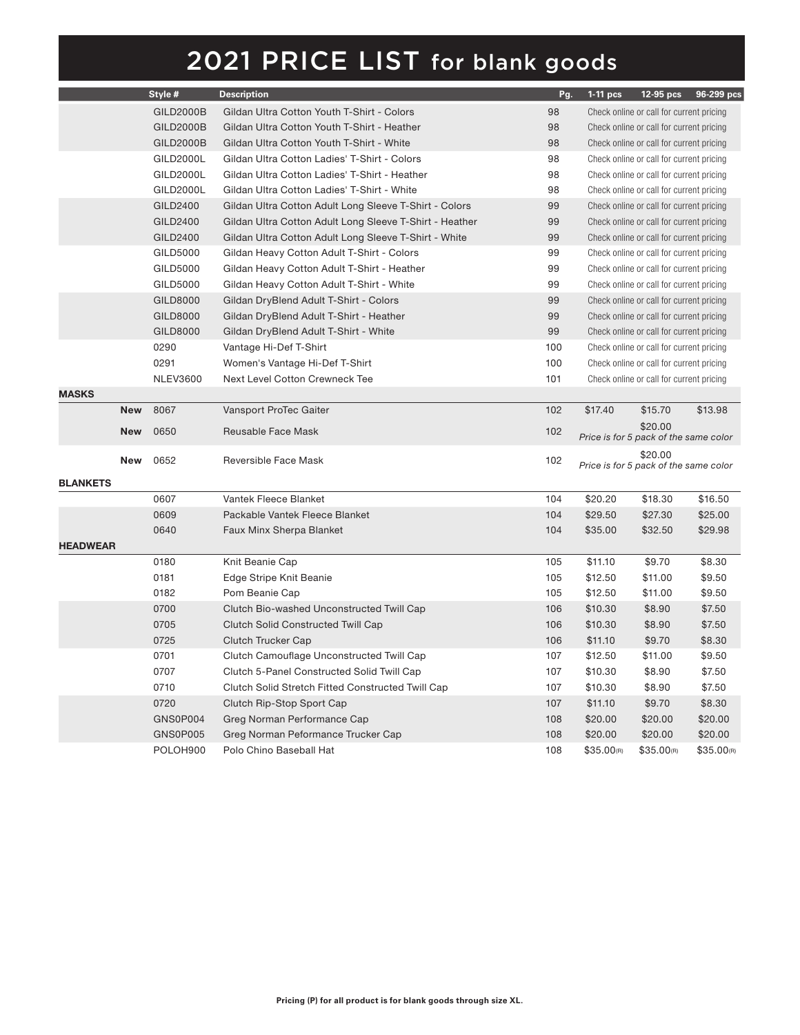# 2021 PRICE LIST for blank goods

| | Style # | Description | Pg. | 1-11 pcs | 12-95 pcs | 96-299 pcs |
|---|---|---|---|---|---|---|
| | GILD2000B | Gildan Ultra Cotton Youth T-Shirt - Colors | 98 | Check online or call for current pricing | | |
| | GILD2000B | Gildan Ultra Cotton Youth T-Shirt - Heather | 98 | Check online or call for current pricing | | |
| | GILD2000B | Gildan Ultra Cotton Youth T-Shirt - White | 98 | Check online or call for current pricing | | |
| | GILD2000L | Gildan Ultra Cotton Ladies' T-Shirt - Colors | 98 | Check online or call for current pricing | | |
| | GILD2000L | Gildan Ultra Cotton Ladies' T-Shirt - Heather | 98 | Check online or call for current pricing | | |
| | GILD2000L | Gildan Ultra Cotton Ladies' T-Shirt - White | 98 | Check online or call for current pricing | | |
| | GILD2400 | Gildan Ultra Cotton Adult Long Sleeve T-Shirt - Colors | 99 | Check online or call for current pricing | | |
| | GILD2400 | Gildan Ultra Cotton Adult Long Sleeve T-Shirt - Heather | 99 | Check online or call for current pricing | | |
| | GILD2400 | Gildan Ultra Cotton Adult Long Sleeve T-Shirt - White | 99 | Check online or call for current pricing | | |
| | GILD5000 | Gildan Heavy Cotton Adult T-Shirt - Colors | 99 | Check online or call for current pricing | | |
| | GILD5000 | Gildan Heavy Cotton Adult T-Shirt - Heather | 99 | Check online or call for current pricing | | |
| | GILD5000 | Gildan Heavy Cotton Adult T-Shirt - White | 99 | Check online or call for current pricing | | |
| | GILD8000 | Gildan DryBlend Adult T-Shirt - Colors | 99 | Check online or call for current pricing | | |
| | GILD8000 | Gildan DryBlend Adult T-Shirt - Heather | 99 | Check online or call for current pricing | | |
| | GILD8000 | Gildan DryBlend Adult T-Shirt - White | 99 | Check online or call for current pricing | | |
| | 0290 | Vantage Hi-Def T-Shirt | 100 | Check online or call for current pricing | | |
| | 0291 | Women's Vantage Hi-Def T-Shirt | 100 | Check online or call for current pricing | | |
| | NLEV3600 | Next Level Cotton Crewneck Tee | 101 | Check online or call for current pricing | | |
| **MASKS** | | | | | | |
| **New** | 8067 | Vansport ProTec Gaiter | 102 | $17.40 | $15.70 | $13.98 |
| **New** | 0650 | Reusable Face Mask | 102 | $20.00 *Price is for 5 pack of the same color* | | |
| **New** | 0652 | Reversible Face Mask | 102 | $20.00 *Price is for 5 pack of the same color* | | |
| **BLANKETS** | | | | | | |
| | 0607 | Vantek Fleece Blanket | 104 | $20.20 | $18.30 | $16.50 |
| | 0609 | Packable Vantek Fleece Blanket | 104 | $29.50 | $27.30 | $25.00 |
| | 0640 | Faux Minx Sherpa Blanket | 104 | $35.00 | $32.50 | $29.98 |
| **HEADWEAR** | | | | | | |
| | 0180 | Knit Beanie Cap | 105 | $11.10 | $9.70 | $8.30 |
| | 0181 | Edge Stripe Knit Beanie | 105 | $12.50 | $11.00 | $9.50 |
| | 0182 | Pom Beanie Cap | 105 | $12.50 | $11.00 | $9.50 |
| | 0700 | Clutch Bio-washed Unconstructed Twill Cap | 106 | $10.30 | $8.90 | $7.50 |
| | 0705 | Clutch Solid Constructed Twill Cap | 106 | $10.30 | $8.90 | $7.50 |
| | 0725 | Clutch Trucker Cap | 106 | $11.10 | $9.70 | $8.30 |
| | 0701 | Clutch Camouflage Unconstructed Twill Cap | 107 | $12.50 | $11.00 | $9.50 |
| | 0707 | Clutch 5-Panel Constructed Solid Twill Cap | 107 | $10.30 | $8.90 | $7.50 |
| | 0710 | Clutch Solid Stretch Fitted Constructed Twill Cap | 107 | $10.30 | $8.90 | $7.50 |
| | 0720 | Clutch Rip-Stop Sport Cap | 107 | $11.10 | $9.70 | $8.30 |
| | GNS0P004 | Greg Norman Performance Cap | 108 | $20.00 | $20.00 | $20.00 |
| | GNS0P005 | Greg Norman Peformance Trucker Cap | 108 | $20.00 | $20.00 | $20.00 |
| | POLOH900 | Polo Chino Baseball Hat | 108 | $35.00(R) | $35.00(R) | $35.00(R) |

**Pricing (P) for all product is for blank goods through size XL.**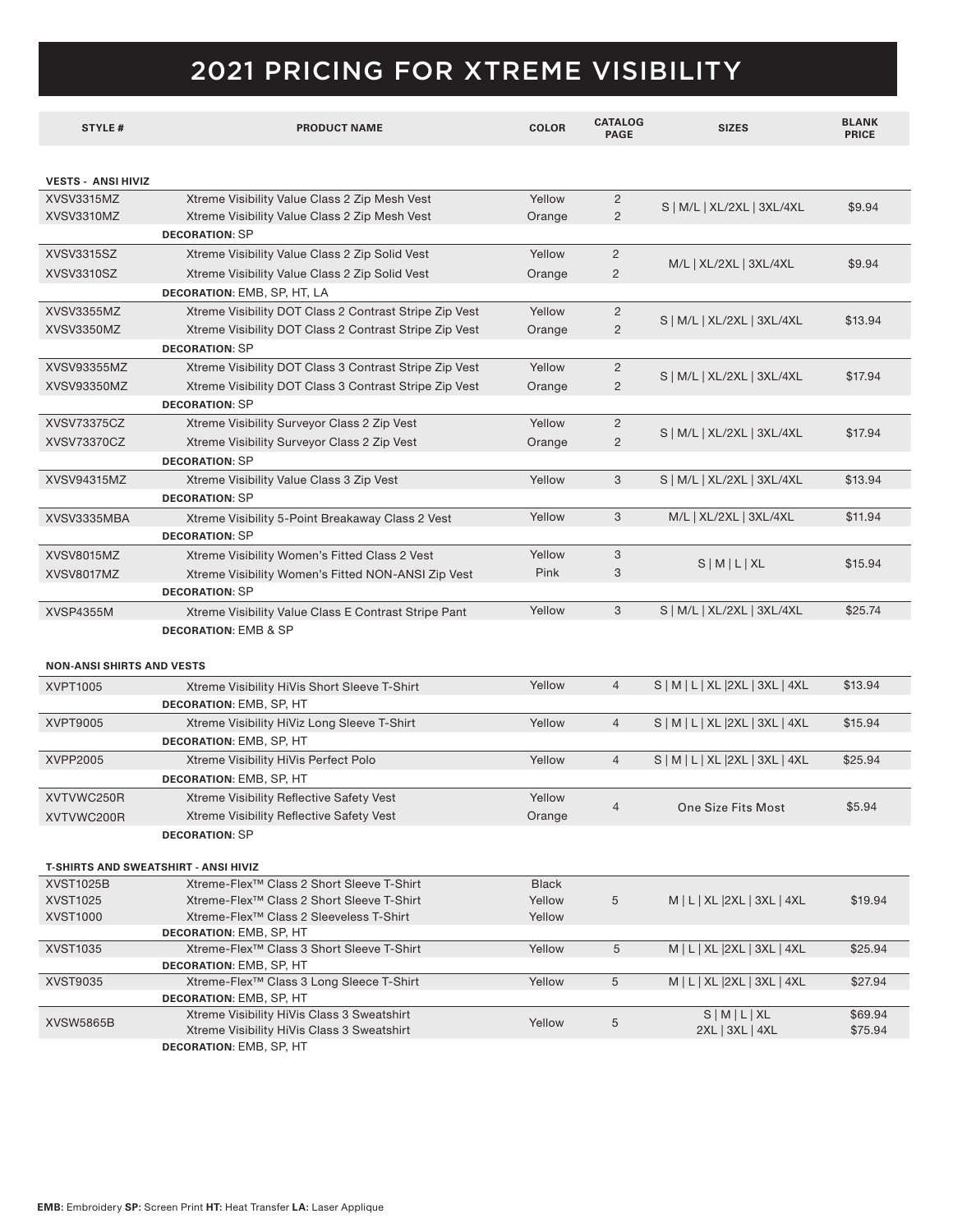# 2021 PRICING FOR XTREME VISIBILITY

| STYLE # | PRODUCT NAME | COLOR | CATALOG PAGE | SIZES | BLANK PRICE |
|---|---|---|---|---|---|
| **VESTS - ANSI HIVIZ** | | | | | |
| XVSV3315MZ | Xtreme Visibility Value Class 2 Zip Mesh Vest | Yellow | 2 | S \| M/L \| XL/2XL \| 3XL/4XL | $9.94 |
| XVSV3310MZ | Xtreme Visibility Value Class 2 Zip Mesh Vest | Orange | 2 | | |
| | **DECORATION:** SP | | | | |
| XVSV3315SZ | Xtreme Visibility Value Class 2 Zip Solid Vest | Yellow | 2 | M/L \| XL/2XL \| 3XL/4XL | $9.94 |
| XVSV3310SZ | Xtreme Visibility Value Class 2 Zip Solid Vest | Orange | 2 | | |
| | **DECORATION:** EMB, SP, HT, LA | | | | |
| XVSV3355MZ | Xtreme Visibility DOT Class 2 Contrast Stripe Zip Vest | Yellow | 2 | S \| M/L \| XL/2XL \| 3XL/4XL | $13.94 |
| XVSV3350MZ | Xtreme Visibility DOT Class 2 Contrast Stripe Zip Vest | Orange | 2 | | |
| | **DECORATION:** SP | | | | |
| XVSV93355MZ | Xtreme Visibility DOT Class 3 Contrast Stripe Zip Vest | Yellow | 2 | S \| M/L \| XL/2XL \| 3XL/4XL | $17.94 |
| XVSV93350MZ | Xtreme Visibility DOT Class 3 Contrast Stripe Zip Vest | Orange | 2 | | |
| | **DECORATION:** SP | | | | |
| XVSV73375CZ | Xtreme Visibility Surveyor Class 2 Zip Vest | Yellow | 2 | S \| M/L \| XL/2XL \| 3XL/4XL | $17.94 |
| XVSV73370CZ | Xtreme Visibility Surveyor Class 2 Zip Vest | Orange | 2 | | |
| | **DECORATION:** SP | | | | |
| XVSV94315MZ | Xtreme Visibility Value Class 3 Zip Vest | Yellow | 3 | S \| M/L \| XL/2XL \| 3XL/4XL | $13.94 |
| | **DECORATION:** SP | | | | |
| XVSV3335MBA | Xtreme Visibility 5-Point Breakaway Class 2 Vest | Yellow | 3 | M/L \| XL/2XL \| 3XL/4XL | $11.94 |
| | **DECORATION:** SP | | | | |
| XVSV8015MZ | Xtreme Visibility Women's Fitted Class 2 Vest | Yellow | 3 | S \| M \| L \| XL | $15.94 |
| XVSV8017MZ | Xtreme Visibility Women's Fitted NON-ANSI Zip Vest | Pink | 3 | | |
| | **DECORATION:** SP | | | | |
| XVSP4355M | Xtreme Visibility Value Class E Contrast Stripe Pant | Yellow | 3 | S \| M/L \| XL/2XL \| 3XL/4XL | $25.74 |
| | **DECORATION:** EMB & SP | | | | |
| **NON-ANSI SHIRTS AND VESTS** | | | | | |
| XVPT1005 | Xtreme Visibility HiVis Short Sleeve T-Shirt | Yellow | 4 | S \| M \| L \| XL \|2XL \| 3XL \| 4XL | $13.94 |
| | **DECORATION:** EMB, SP, HT | | | | |
| XVPT9005 | Xtreme Visibility HiViz Long Sleeve T-Shirt | Yellow | 4 | S \| M \| L \| XL \|2XL \| 3XL \| 4XL | $15.94 |
| | **DECORATION:** EMB, SP, HT | | | | |
| XVPP2005 | Xtreme Visibility HiVis Perfect Polo | Yellow | 4 | S \| M \| L \| XL \|2XL \| 3XL \| 4XL | $25.94 |
| | **DECORATION:** EMB, SP, HT | | | | |
| XVTVWC250R | Xtreme Visibility Reflective Safety Vest | Yellow | 4 | One Size Fits Most | $5.94 |
| XVTVWC200R | Xtreme Visibility Reflective Safety Vest | Orange | | | |
| | **DECORATION:** SP | | | | |
| **T-SHIRTS AND SWEATSHIRT - ANSI HIVIZ** | | | | | |
| XVST1025B | Xtreme-Flex™ Class 2 Short Sleeve T-Shirt | Black | 5 | M \| L \| XL \|2XL \| 3XL \| 4XL | $19.94 |
| XVST1025 | Xtreme-Flex™ Class 2 Short Sleeve T-Shirt | Yellow | | | |
| XVST1000 | Xtreme-Flex™ Class 2 Sleeveless T-Shirt | Yellow | | | |
| | **DECORATION:** EMB, SP, HT | | | | |
| XVST1035 | Xtreme-Flex™ Class 3 Short Sleeve T-Shirt | Yellow | 5 | M \| L \| XL \|2XL \| 3XL \| 4XL | $25.94 |
| | **DECORATION:** EMB, SP, HT | | | | |
| XVST9035 | Xtreme-Flex™ Class 3 Long Sleece T-Shirt | Yellow | 5 | M \| L \| XL \|2XL \| 3XL \| 4XL | $27.94 |
| | **DECORATION:** EMB, SP, HT | | | | |
| XVSW5865B | Xtreme Visibility HiVis Class 3 Sweatshirt | Yellow | 5 | S \| M \| L \| XL | $69.94 |
| | Xtreme Visibility HiVis Class 3 Sweatshirt | | | 2XL \| 3XL \| 4XL | $75.94 |
| | **DECORATION:** EMB, SP, HT | | | | |

**EMB:** Embroidery **SP:** Screen Print **HT:** Heat Transfer **LA:** Laser Applique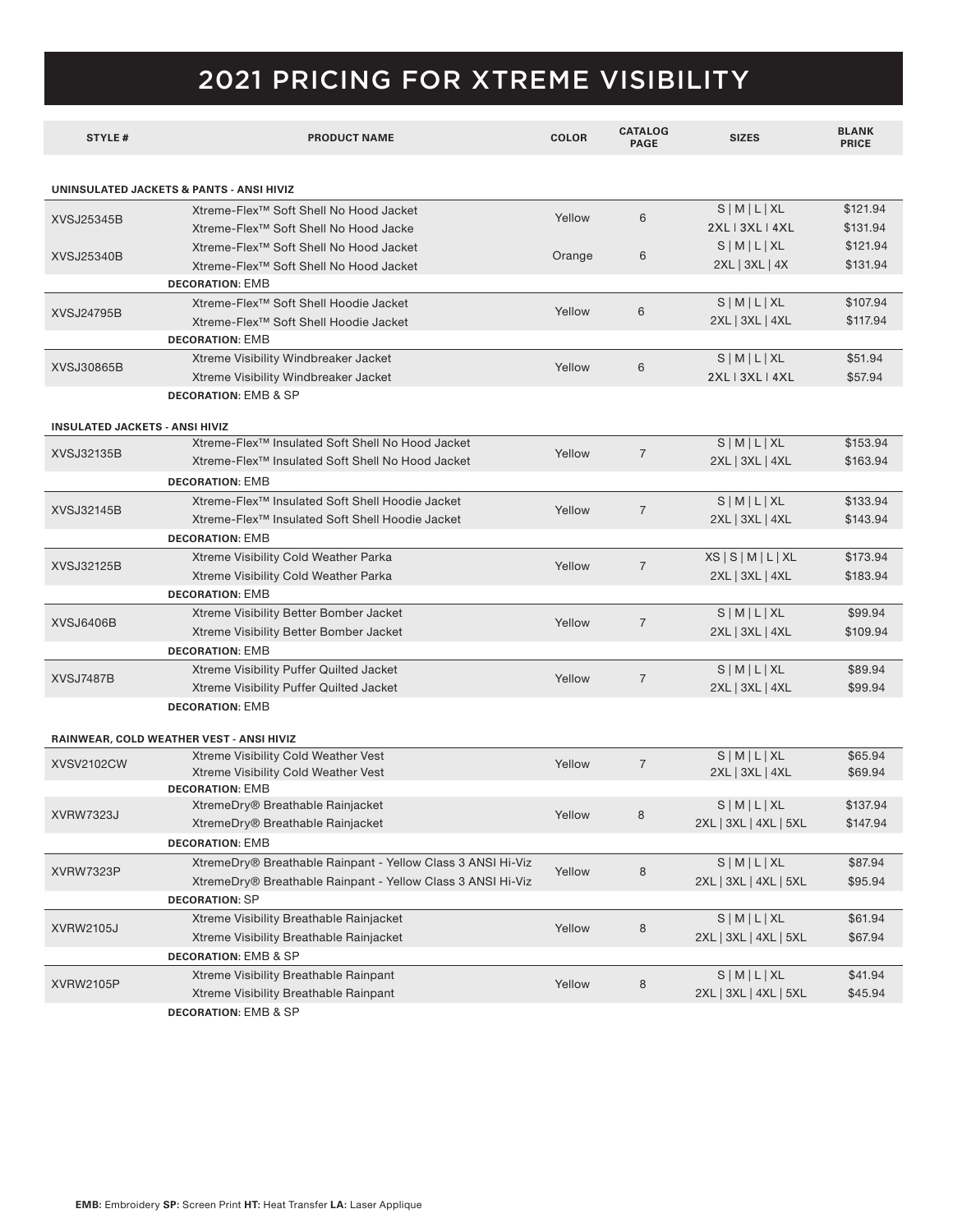# 2021 PRICING FOR XTREME VISIBILITY

| STYLE # | PRODUCT NAME | COLOR | CATALOG PAGE | SIZES | BLANK PRICE |
|---|---|---|---|---|---|
| **UNINSULATED JACKETS & PANTS - ANSI HIVIZ** | | | | | |
| XVSJ25345B | Xtreme-Flex™ Soft Shell No Hood Jacket | Yellow | 6 | S \| M \| L \| XL | $121.94 |
| | Xtreme-Flex™ Soft Shell No Hood Jacke | | | 2XL I 3XL I 4XL | $131.94 |
| XVSJ25340B | Xtreme-Flex™ Soft Shell No Hood Jacket | Orange | 6 | S \| M \| L \| XL | $121.94 |
| | Xtreme-Flex™ Soft Shell No Hood Jacket | | | 2XL \| 3XL \| 4X | $131.94 |
| | **DECORATION**: EMB | | | | |
| XVSJ24795B | Xtreme-Flex™ Soft Shell Hoodie Jacket | Yellow | 6 | S \| M \| L \| XL | $107.94 |
| | Xtreme-Flex™ Soft Shell Hoodie Jacket | | | 2XL \| 3XL \| 4XL | $117.94 |
| | **DECORATION**: EMB | | | | |
| XVSJ30865B | Xtreme Visibility Windbreaker Jacket | Yellow | 6 | S \| M \| L \| XL | $51.94 |
| | Xtreme Visibility Windbreaker Jacket | | | 2XL I 3XL I 4XL | $57.94 |
| | **DECORATION**: EMB & SP | | | | |
| **INSULATED JACKETS - ANSI HIVIZ** | | | | | |
| XVSJ32135B | Xtreme-Flex™ Insulated Soft Shell No Hood Jacket | Yellow | 7 | S \| M \| L \| XL | $153.94 |
| | Xtreme-Flex™ Insulated Soft Shell No Hood Jacket | | | 2XL \| 3XL \| 4XL | $163.94 |
| | **DECORATION**: EMB | | | | |
| XVSJ32145B | Xtreme-Flex™ Insulated Soft Shell Hoodie Jacket | Yellow | 7 | S \| M \| L \| XL | $133.94 |
| | Xtreme-Flex™ Insulated Soft Shell Hoodie Jacket | | | 2XL \| 3XL \| 4XL | $143.94 |
| | **DECORATION**: EMB | | | | |
| XVSJ32125B | Xtreme Visibility Cold Weather Parka | Yellow | 7 | XS \| S \| M \| L \| XL | $173.94 |
| | Xtreme Visibility Cold Weather Parka | | | 2XL \| 3XL \| 4XL | $183.94 |
| | **DECORATION**: EMB | | | | |
| XVSJ6406B | Xtreme Visibility Better Bomber Jacket | Yellow | 7 | S \| M \| L \| XL | $99.94 |
| | Xtreme Visibility Better Bomber Jacket | | | 2XL \| 3XL \| 4XL | $109.94 |
| | **DECORATION**: EMB | | | | |
| XVSJ7487B | Xtreme Visibility Puffer Quilted Jacket | Yellow | 7 | S \| M \| L \| XL | $89.94 |
| | Xtreme Visibility Puffer Quilted Jacket | | | 2XL \| 3XL \| 4XL | $99.94 |
| | **DECORATION**: EMB | | | | |
| **RAINWEAR, COLD WEATHER VEST - ANSI HIVIZ** | | | | | |
| XVSV2102CW | Xtreme Visibility Cold Weather Vest | Yellow | 7 | S \| M \| L \| XL | $65.94 |
| | Xtreme Visibility Cold Weather Vest | | | 2XL \| 3XL \| 4XL | $69.94 |
| | **DECORATION**: EMB | | | | |
| XVRW7323J | XtremeDry® Breathable Rainjacket | Yellow | 8 | S \| M \| L \| XL | $137.94 |
| | XtremeDry® Breathable Rainjacket | | | 2XL \| 3XL \| 4XL \| 5XL | $147.94 |
| | **DECORATION**: EMB | | | | |
| XVRW7323P | XtremeDry® Breathable Rainpant - Yellow Class 3 ANSI Hi-Viz | Yellow | 8 | S \| M \| L \| XL | $87.94 |
| | XtremeDry® Breathable Rainpant - Yellow Class 3 ANSI Hi-Viz | | | 2XL \| 3XL \| 4XL \| 5XL | $95.94 |
| | **DECORATION**: SP | | | | |
| XVRW2105J | Xtreme Visibility Breathable Rainjacket | Yellow | 8 | S \| M \| L \| XL | $61.94 |
| | Xtreme Visibility Breathable Rainjacket | | | 2XL \| 3XL \| 4XL \| 5XL | $67.94 |
| | **DECORATION**: EMB & SP | | | | |
| XVRW2105P | Xtreme Visibility Breathable Rainpant | Yellow | 8 | S \| M \| L \| XL | $41.94 |
| | Xtreme Visibility Breathable Rainpant | | | 2XL \| 3XL \| 4XL \| 5XL | $45.94 |
| | **DECORATION**: EMB & SP | | | | |

**EMB:** Embroidery **SP:** Screen Print **HT:** Heat Transfer **LA:** Laser Applique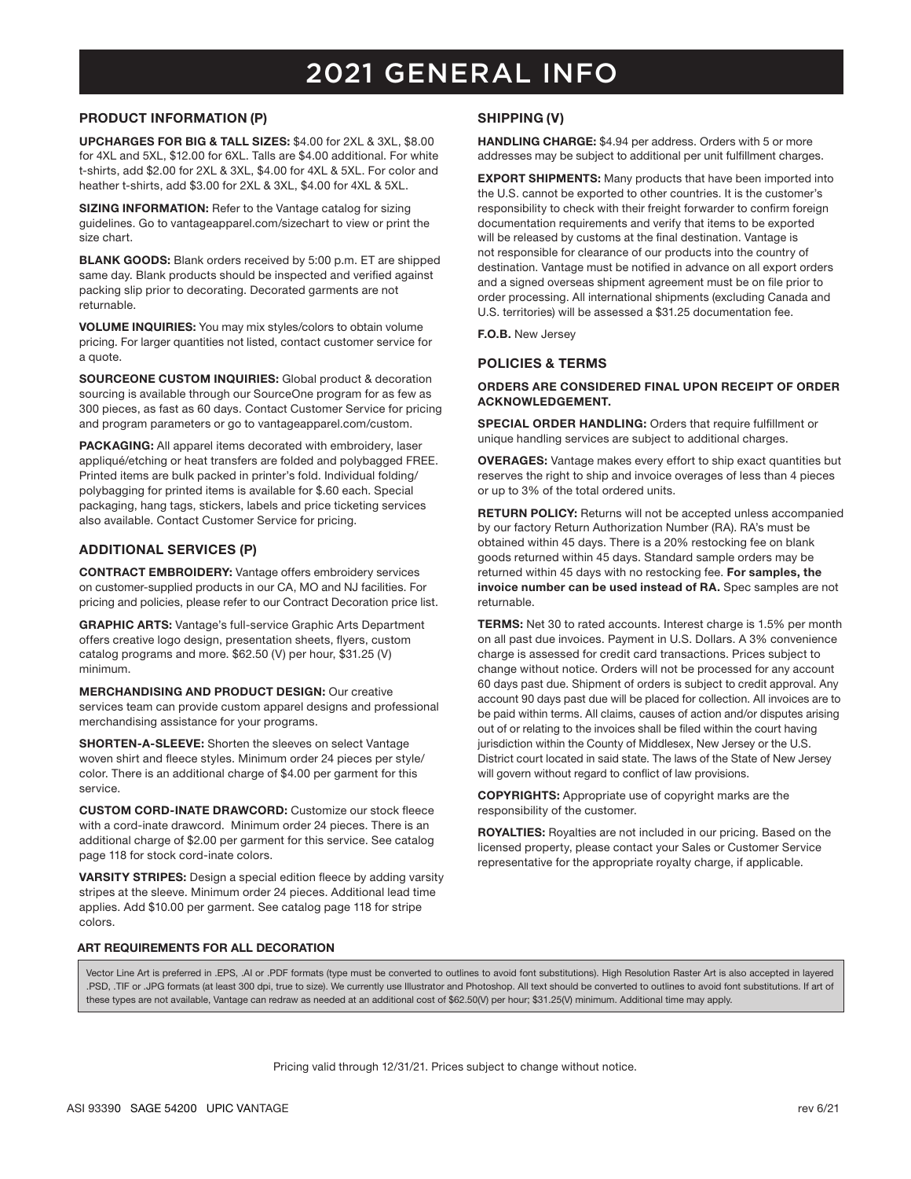# 2021 GENERAL INFO

## PRODUCT INFORMATION (P)

**UPCHARGES FOR BIG & TALL SIZES:** $4.00 for 2XL & 3XL, $8.00 for 4XL and 5XL, $12.00 for 6XL. Talls are $4.00 additional. For white t-shirts, add $2.00 for 2XL & 3XL, $4.00 for 4XL & 5XL. For color and heather t-shirts, add $3.00 for 2XL & 3XL, $4.00 for 4XL & 5XL.

**SIZING INFORMATION:** Refer to the Vantage catalog for sizing guidelines. Go to vantageapparel.com/sizechart to view or print the size chart.

**BLANK GOODS:** Blank orders received by 5:00 p.m. ET are shipped same day. Blank products should be inspected and verified against packing slip prior to decorating. Decorated garments are not returnable.

**VOLUME INQUIRIES:** You may mix styles/colors to obtain volume pricing. For larger quantities not listed, contact customer service for a quote.

**SOURCEONE CUSTOM INQUIRIES:** Global product & decoration sourcing is available through our SourceOne program for as few as 300 pieces, as fast as 60 days. Contact Customer Service for pricing and program parameters or go to vantageapparel.com/custom.

**PACKAGING:** All apparel items decorated with embroidery, laser appliqué/etching or heat transfers are folded and polybagged FREE. Printed items are bulk packed in printer's fold. Individual folding/polybagging for printed items is available for $.60 each. Special packaging, hang tags, stickers, labels and price ticketing services also available. Contact Customer Service for pricing.

## ADDITIONAL SERVICES (P)

**CONTRACT EMBROIDERY:** Vantage offers embroidery services on customer-supplied products in our CA, MO and NJ facilities. For pricing and policies, please refer to our Contract Decoration price list.

**GRAPHIC ARTS:** Vantage's full-service Graphic Arts Department offers creative logo design, presentation sheets, flyers, custom catalog programs and more. $62.50 (V) per hour, $31.25 (V) minimum.

**MERCHANDISING AND PRODUCT DESIGN:** Our creative services team can provide custom apparel designs and professional merchandising assistance for your programs.

**SHORTEN-A-SLEEVE:** Shorten the sleeves on select Vantage woven shirt and fleece styles. Minimum order 24 pieces per style/color. There is an additional charge of $4.00 per garment for this service.

**CUSTOM CORD-INATE DRAWCORD:** Customize our stock fleece with a cord-inate drawcord. Minimum order 24 pieces. There is an additional charge of $2.00 per garment for this service. See catalog page 118 for stock cord-inate colors.

**VARSITY STRIPES:** Design a special edition fleece by adding varsity stripes at the sleeve. Minimum order 24 pieces. Additional lead time applies. Add $10.00 per garment. See catalog page 118 for stripe colors.

## SHIPPING (V)

**HANDLING CHARGE:** $4.94 per address. Orders with 5 or more addresses may be subject to additional per unit fulfillment charges.

**EXPORT SHIPMENTS:** Many products that have been imported into the U.S. cannot be exported to other countries. It is the customer's responsibility to check with their freight forwarder to confirm foreign documentation requirements and verify that items to be exported will be released by customs at the final destination. Vantage is not responsible for clearance of our products into the country of destination. Vantage must be notified in advance on all export orders and a signed overseas shipment agreement must be on file prior to order processing. All international shipments (excluding Canada and U.S. territories) will be assessed a $31.25 documentation fee.

**F.O.B.** New Jersey

## POLICIES & TERMS

**ORDERS ARE CONSIDERED FINAL UPON RECEIPT OF ORDER ACKNOWLEDGEMENT.**

**SPECIAL ORDER HANDLING:** Orders that require fulfillment or unique handling services are subject to additional charges.

**OVERAGES:** Vantage makes every effort to ship exact quantities but reserves the right to ship and invoice overages of less than 4 pieces or up to 3% of the total ordered units.

**RETURN POLICY:** Returns will not be accepted unless accompanied by our factory Return Authorization Number (RA). RA's must be obtained within 45 days. There is a 20% restocking fee on blank goods returned within 45 days. Standard sample orders may be returned within 45 days with no restocking fee. **For samples, the invoice number can be used instead of RA.** Spec samples are not returnable.

**TERMS:** Net 30 to rated accounts. Interest charge is 1.5% per month on all past due invoices. Payment in U.S. Dollars. A 3% convenience charge is assessed for credit card transactions. Prices subject to change without notice. Orders will not be processed for any account 60 days past due. Shipment of orders is subject to credit approval. Any account 90 days past due will be placed for collection. All invoices are to be paid within terms. All claims, causes of action and/or disputes arising out of or relating to the invoices shall be filed within the court having jurisdiction within the County of Middlesex, New Jersey or the U.S. District court located in said state. The laws of the State of New Jersey will govern without regard to conflict of law provisions.

**COPYRIGHTS:** Appropriate use of copyright marks are the responsibility of the customer.

**ROYALTIES:** Royalties are not included in our pricing. Based on the licensed property, please contact your Sales or Customer Service representative for the appropriate royalty charge, if applicable.

### ART REQUIREMENTS FOR ALL DECORATION

Vector Line Art is preferred in .EPS, .AI or .PDF formats (type must be converted to outlines to avoid font substitutions). High Resolution Raster Art is also accepted in layered .PSD, .TIF or .JPG formats (at least 300 dpi, true to size). We currently use Illustrator and Photoshop. All text should be converted to outlines to avoid font substitutions. If art of these types are not available, Vantage can redraw as needed at an additional cost of $62.50(V) per hour; $31.25(V) minimum. Additional time may apply.

Pricing valid through 12/31/21. Prices subject to change without notice.

ASI 93390 SAGE 54200 UPIC VANTAGE rev 6/21